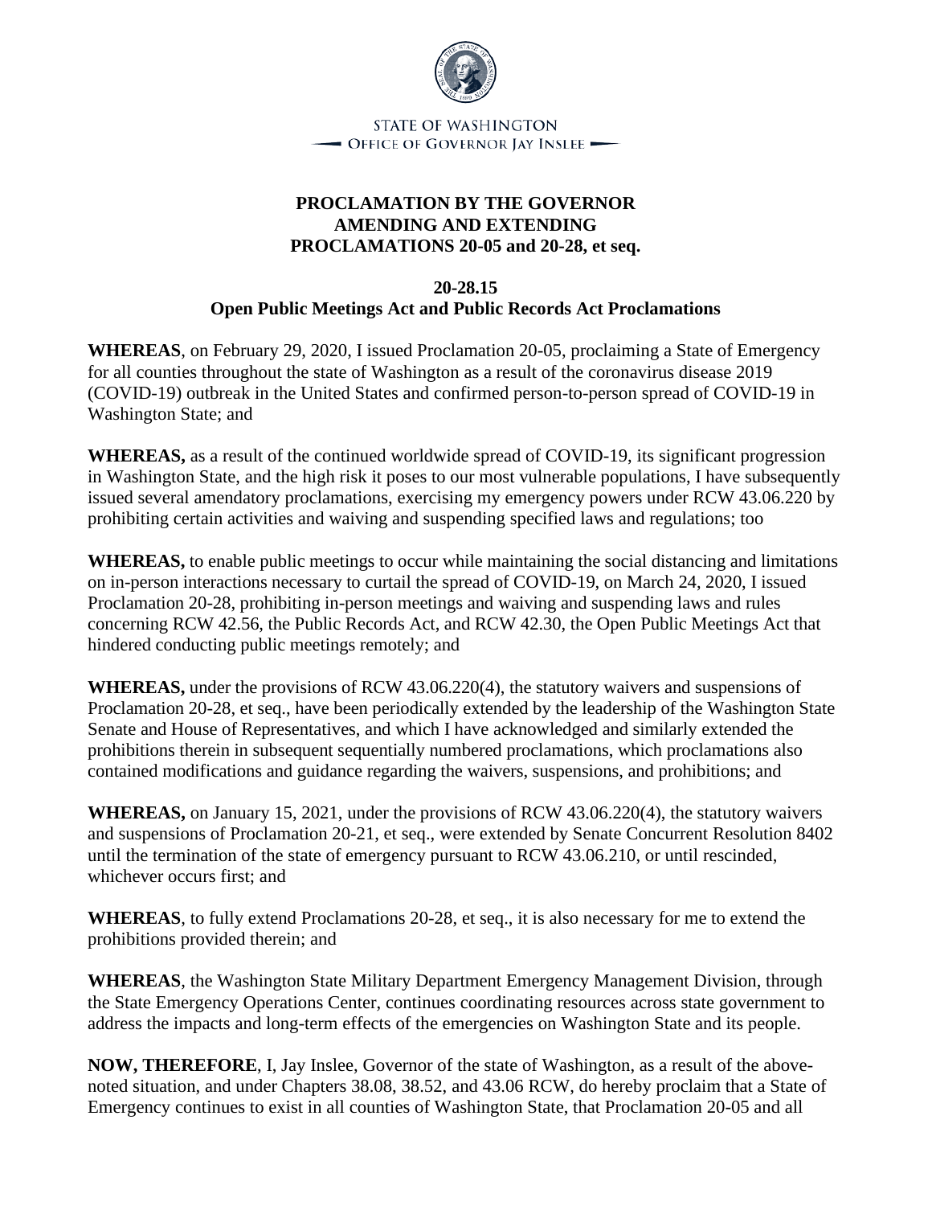STATE OF WASHINGTON
OFFICE OF GOVERNOR JAY INSLEE

# PROCLAMATION BY THE GOVERNOR AMENDING AND EXTENDING PROCLAMATIONS 20-05 and 20-28, et seq.

## 20-28.15
## Open Public Meetings Act and Public Records Act Proclamations

**WHEREAS**, on February 29, 2020, I issued Proclamation 20-05, proclaiming a State of Emergency for all counties throughout the state of Washington as a result of the coronavirus disease 2019 (COVID-19) outbreak in the United States and confirmed person-to-person spread of COVID-19 in Washington State; and

**WHEREAS,** as a result of the continued worldwide spread of COVID-19, its significant progression in Washington State, and the high risk it poses to our most vulnerable populations, I have subsequently issued several amendatory proclamations, exercising my emergency powers under RCW 43.06.220 by prohibiting certain activities and waiving and suspending specified laws and regulations; too

**WHEREAS,** to enable public meetings to occur while maintaining the social distancing and limitations on in-person interactions necessary to curtail the spread of COVID-19, on March 24, 2020, I issued Proclamation 20-28, prohibiting in-person meetings and waiving and suspending laws and rules concerning RCW 42.56, the Public Records Act, and RCW 42.30, the Open Public Meetings Act that hindered conducting public meetings remotely; and

**WHEREAS,** under the provisions of RCW 43.06.220(4), the statutory waivers and suspensions of Proclamation 20-28, et seq., have been periodically extended by the leadership of the Washington State Senate and House of Representatives, and which I have acknowledged and similarly extended the prohibitions therein in subsequent sequentially numbered proclamations, which proclamations also contained modifications and guidance regarding the waivers, suspensions, and prohibitions; and

**WHEREAS,** on January 15, 2021, under the provisions of RCW 43.06.220(4), the statutory waivers and suspensions of Proclamation 20-21, et seq., were extended by Senate Concurrent Resolution 8402 until the termination of the state of emergency pursuant to RCW 43.06.210, or until rescinded, whichever occurs first; and

**WHEREAS**, to fully extend Proclamations 20-28, et seq., it is also necessary for me to extend the prohibitions provided therein; and

**WHEREAS**, the Washington State Military Department Emergency Management Division, through the State Emergency Operations Center, continues coordinating resources across state government to address the impacts and long-term effects of the emergencies on Washington State and its people.

**NOW, THEREFORE**, I, Jay Inslee, Governor of the state of Washington, as a result of the above-noted situation, and under Chapters 38.08, 38.52, and 43.06 RCW, do hereby proclaim that a State of Emergency continues to exist in all counties of Washington State, that Proclamation 20-05 and all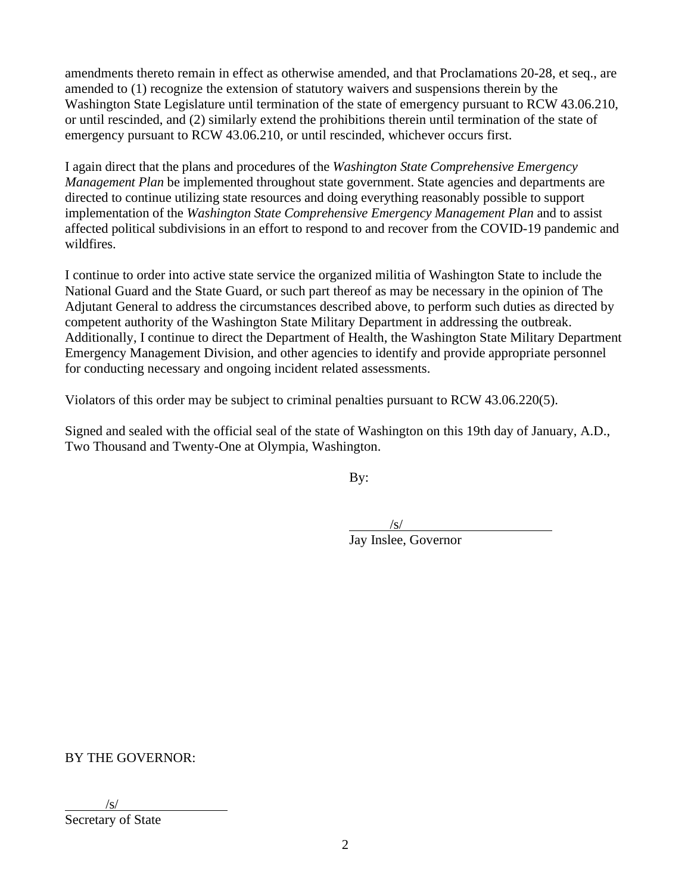amendments thereto remain in effect as otherwise amended, and that Proclamations 20-28, et seq., are amended to (1) recognize the extension of statutory waivers and suspensions therein by the Washington State Legislature until termination of the state of emergency pursuant to RCW 43.06.210, or until rescinded, and (2) similarly extend the prohibitions therein until termination of the state of emergency pursuant to RCW 43.06.210, or until rescinded, whichever occurs first.

I again direct that the plans and procedures of the *Washington State Comprehensive Emergency Management Plan* be implemented throughout state government. State agencies and departments are directed to continue utilizing state resources and doing everything reasonably possible to support implementation of the *Washington State Comprehensive Emergency Management Plan* and to assist affected political subdivisions in an effort to respond to and recover from the COVID-19 pandemic and wildfires.

I continue to order into active state service the organized militia of Washington State to include the National Guard and the State Guard, or such part thereof as may be necessary in the opinion of The Adjutant General to address the circumstances described above, to perform such duties as directed by competent authority of the Washington State Military Department in addressing the outbreak. Additionally, I continue to direct the Department of Health, the Washington State Military Department Emergency Management Division, and other agencies to identify and provide appropriate personnel for conducting necessary and ongoing incident related assessments.

Violators of this order may be subject to criminal penalties pursuant to RCW 43.06.220(5).

Signed and sealed with the official seal of the state of Washington on this 19th day of January, A.D., Two Thousand and Twenty-One at Olympia, Washington.

By:

/s/

Jay Inslee, Governor

BY THE GOVERNOR:

/s/

Secretary of State